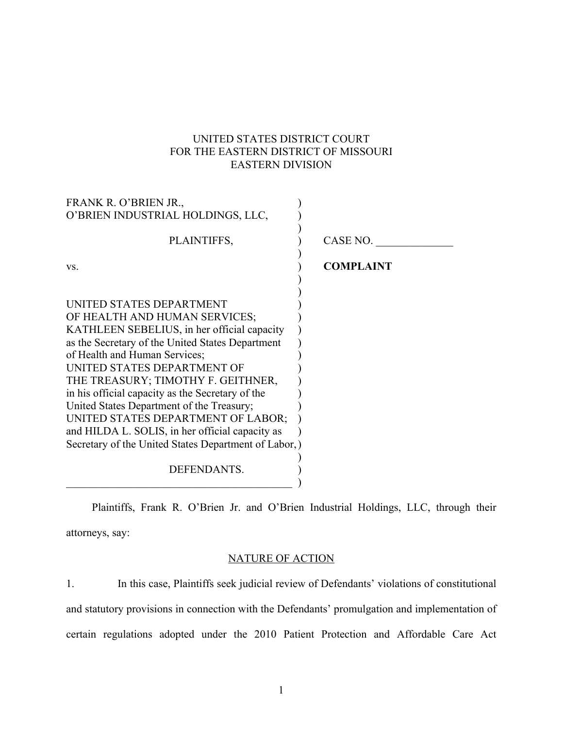UNITED STATES DISTRICT COURT
FOR THE EASTERN DISTRICT OF MISSOURI
EASTERN DIVISION

FRANK R. O'BRIEN JR.,
O'BRIEN INDUSTRIAL HOLDINGS, LLC,

PLAINTIFFS,

vs.

UNITED STATES DEPARTMENT OF HEALTH AND HUMAN SERVICES; KATHLEEN SEBELIUS, in her official capacity as the Secretary of the United States Department of Health and Human Services; UNITED STATES DEPARTMENT OF THE TREASURY; TIMOTHY F. GEITHNER, in his official capacity as the Secretary of the United States Department of the Treasury; UNITED STATES DEPARTMENT OF LABOR; and HILDA L. SOLIS, in her official capacity as Secretary of the United States Department of Labor,

DEFENDANTS.

CASE NO. ______________

**COMPLAINT**

Plaintiffs, Frank R. O'Brien Jr. and O'Brien Industrial Holdings, LLC, through their attorneys, say:

## NATURE OF ACTION

1. In this case, Plaintiffs seek judicial review of Defendants' violations of constitutional and statutory provisions in connection with the Defendants' promulgation and implementation of certain regulations adopted under the 2010 Patient Protection and Affordable Care Act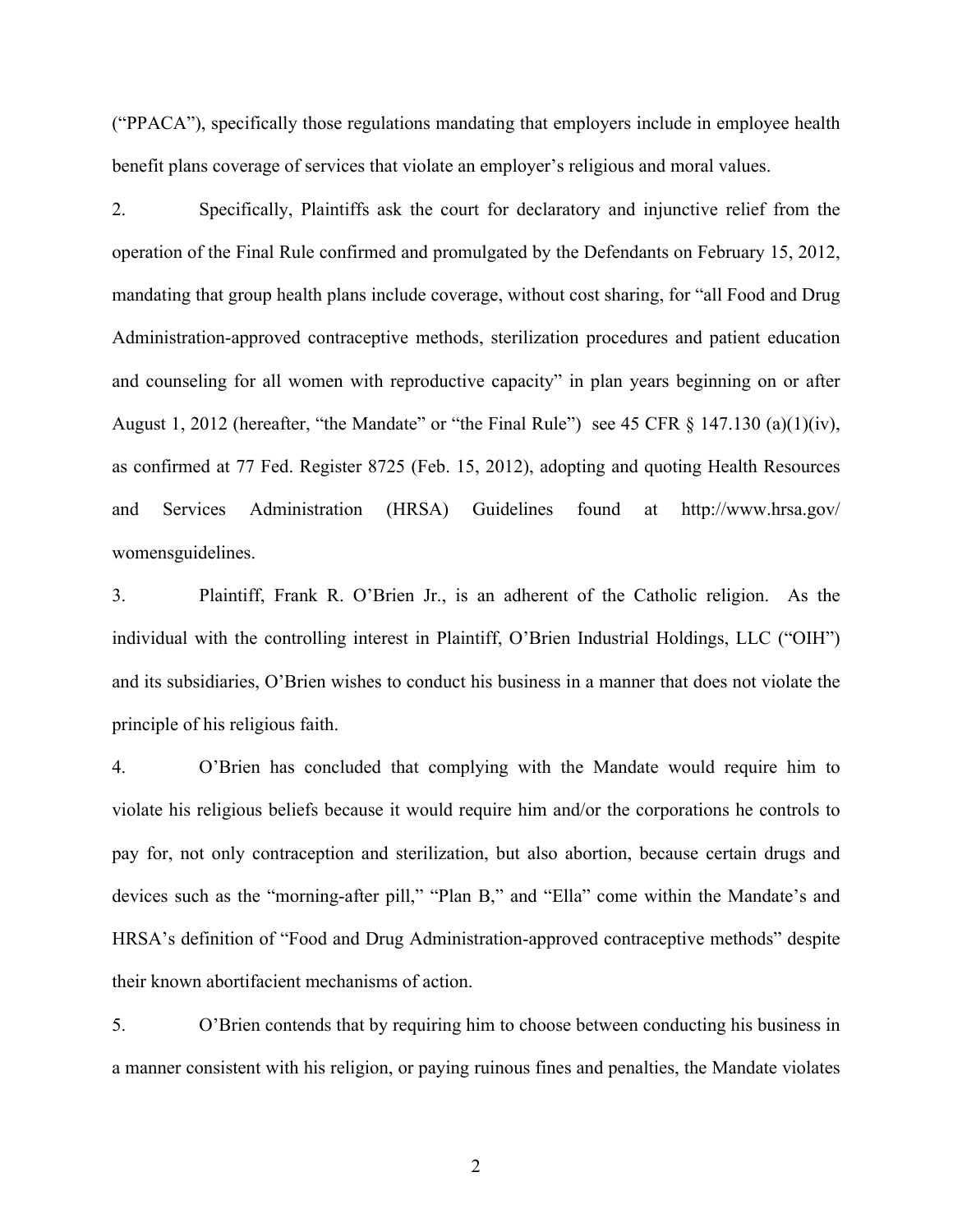("PPACA"), specifically those regulations mandating that employers include in employee health benefit plans coverage of services that violate an employer's religious and moral values.

2. Specifically, Plaintiffs ask the court for declaratory and injunctive relief from the operation of the Final Rule confirmed and promulgated by the Defendants on February 15, 2012, mandating that group health plans include coverage, without cost sharing, for "all Food and Drug Administration-approved contraceptive methods, sterilization procedures and patient education and counseling for all women with reproductive capacity" in plan years beginning on or after August 1, 2012 (hereafter, "the Mandate" or "the Final Rule") see 45 CFR § 147.130 (a)(1)(iv), as confirmed at 77 Fed. Register 8725 (Feb. 15, 2012), adopting and quoting Health Resources and Services Administration (HRSA) Guidelines found at http://www.hrsa.gov/womensguidelines.

3. Plaintiff, Frank R. O'Brien Jr., is an adherent of the Catholic religion. As the individual with the controlling interest in Plaintiff, O'Brien Industrial Holdings, LLC ("OIH") and its subsidiaries, O'Brien wishes to conduct his business in a manner that does not violate the principle of his religious faith.

4. O'Brien has concluded that complying with the Mandate would require him to violate his religious beliefs because it would require him and/or the corporations he controls to pay for, not only contraception and sterilization, but also abortion, because certain drugs and devices such as the "morning-after pill," "Plan B," and "Ella" come within the Mandate's and HRSA's definition of "Food and Drug Administration-approved contraceptive methods" despite their known abortifacient mechanisms of action.

5. O'Brien contends that by requiring him to choose between conducting his business in a manner consistent with his religion, or paying ruinous fines and penalties, the Mandate violates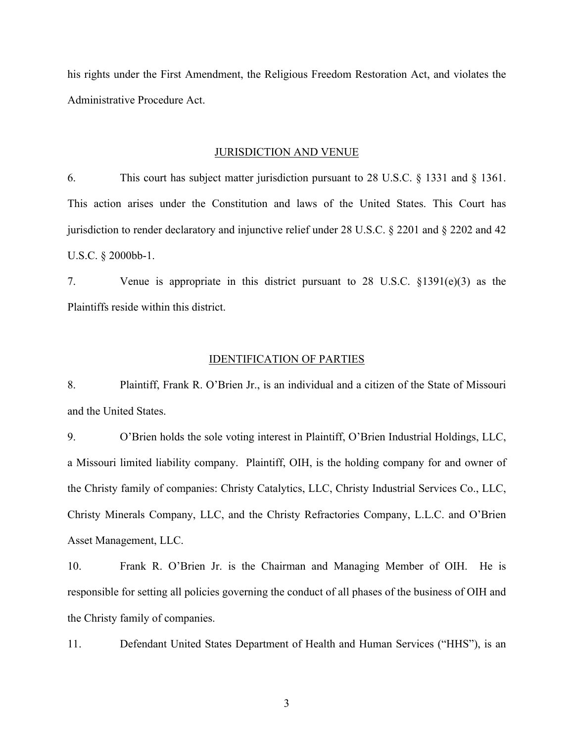his rights under the First Amendment, the Religious Freedom Restoration Act, and violates the Administrative Procedure Act.

## JURISDICTION AND VENUE

6. This court has subject matter jurisdiction pursuant to 28 U.S.C. § 1331 and § 1361. This action arises under the Constitution and laws of the United States. This Court has jurisdiction to render declaratory and injunctive relief under 28 U.S.C. § 2201 and § 2202 and 42 U.S.C. § 2000bb-1.

7. Venue is appropriate in this district pursuant to 28 U.S.C. §1391(e)(3) as the Plaintiffs reside within this district.

## IDENTIFICATION OF PARTIES

8. Plaintiff, Frank R. O'Brien Jr., is an individual and a citizen of the State of Missouri and the United States.

9. O'Brien holds the sole voting interest in Plaintiff, O'Brien Industrial Holdings, LLC, a Missouri limited liability company. Plaintiff, OIH, is the holding company for and owner of the Christy family of companies: Christy Catalytics, LLC, Christy Industrial Services Co., LLC, Christy Minerals Company, LLC, and the Christy Refractories Company, L.L.C. and O'Brien Asset Management, LLC.

10. Frank R. O'Brien Jr. is the Chairman and Managing Member of OIH. He is responsible for setting all policies governing the conduct of all phases of the business of OIH and the Christy family of companies.

11. Defendant United States Department of Health and Human Services ("HHS"), is an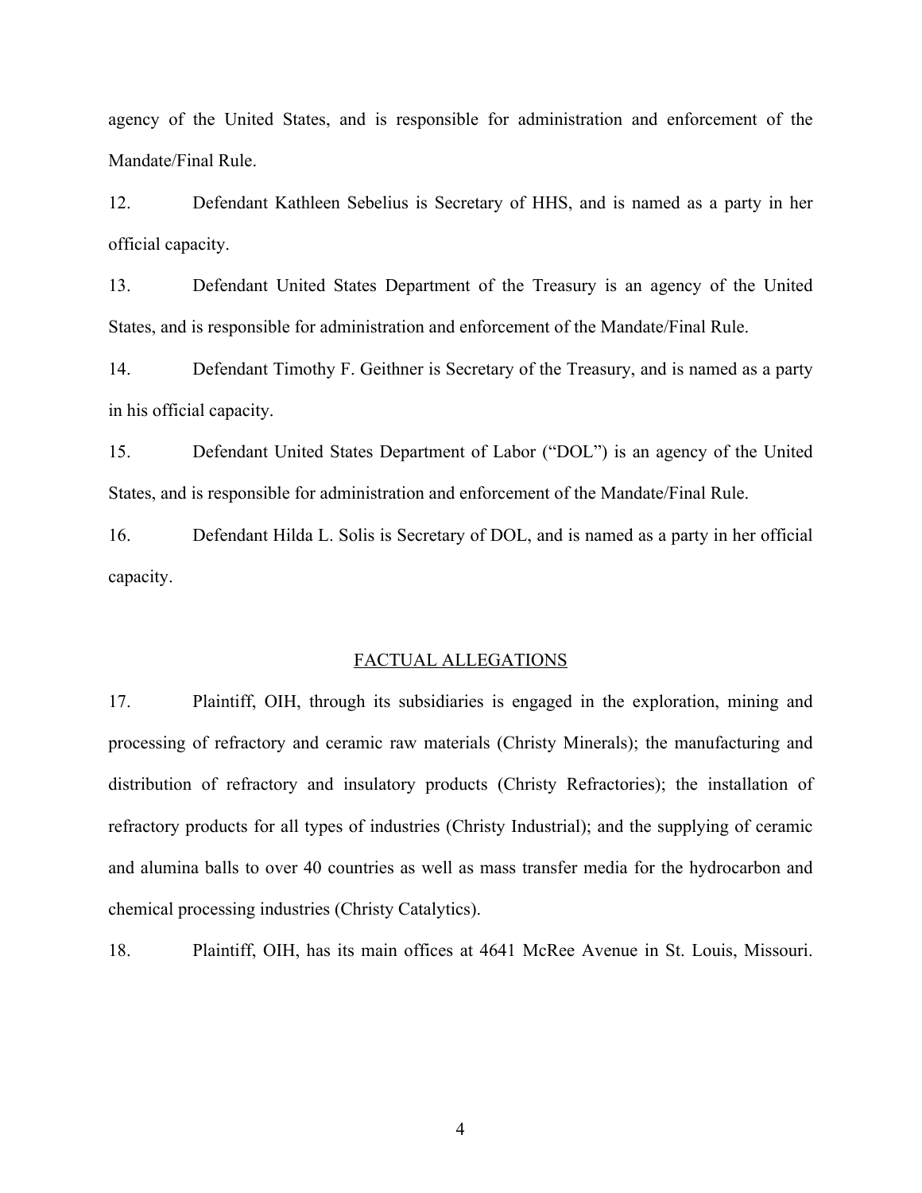agency of the United States, and is responsible for administration and enforcement of the Mandate/Final Rule.

12. Defendant Kathleen Sebelius is Secretary of HHS, and is named as a party in her official capacity.

13. Defendant United States Department of the Treasury is an agency of the United States, and is responsible for administration and enforcement of the Mandate/Final Rule.

14. Defendant Timothy F. Geithner is Secretary of the Treasury, and is named as a party in his official capacity.

15. Defendant United States Department of Labor ("DOL") is an agency of the United States, and is responsible for administration and enforcement of the Mandate/Final Rule.

16. Defendant Hilda L. Solis is Secretary of DOL, and is named as a party in her official capacity.

## FACTUAL ALLEGATIONS

17. Plaintiff, OIH, through its subsidiaries is engaged in the exploration, mining and processing of refractory and ceramic raw materials (Christy Minerals); the manufacturing and distribution of refractory and insulatory products (Christy Refractories); the installation of refractory products for all types of industries (Christy Industrial); and the supplying of ceramic and alumina balls to over 40 countries as well as mass transfer media for the hydrocarbon and chemical processing industries (Christy Catalytics).

18. Plaintiff, OIH, has its main offices at 4641 McRee Avenue in St. Louis, Missouri.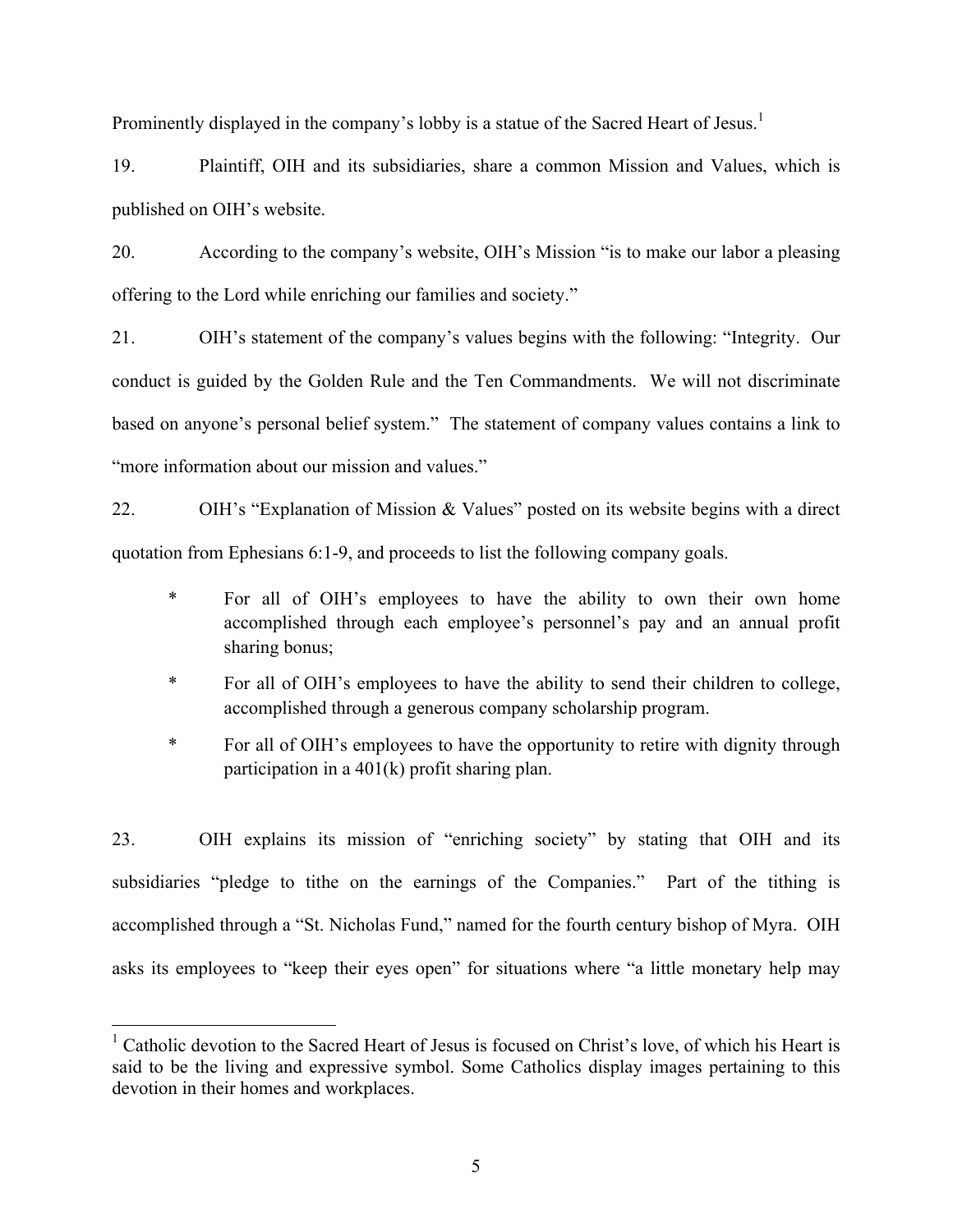Prominently displayed in the company's lobby is a statue of the Sacred Heart of Jesus.[1]

19. Plaintiff, OIH and its subsidiaries, share a common Mission and Values, which is published on OIH's website.

20. According to the company's website, OIH's Mission "is to make our labor a pleasing offering to the Lord while enriching our families and society."

21. OIH's statement of the company's values begins with the following: "Integrity. Our conduct is guided by the Golden Rule and the Ten Commandments. We will not discriminate based on anyone's personal belief system." The statement of company values contains a link to "more information about our mission and values."

22. OIH's "Explanation of Mission & Values" posted on its website begins with a direct quotation from Ephesians 6:1-9, and proceeds to list the following company goals.

- For all of OIH's employees to have the ability to own their own home accomplished through each employee's personnel's pay and an annual profit sharing bonus;
- For all of OIH's employees to have the ability to send their children to college, accomplished through a generous company scholarship program.
- For all of OIH's employees to have the opportunity to retire with dignity through participation in a 401(k) profit sharing plan.

23. OIH explains its mission of "enriching society" by stating that OIH and its subsidiaries "pledge to tithe on the earnings of the Companies." Part of the tithing is accomplished through a "St. Nicholas Fund," named for the fourth century bishop of Myra. OIH asks its employees to "keep their eyes open" for situations where "a little monetary help may

---

[1] Catholic devotion to the Sacred Heart of Jesus is focused on Christ's love, of which his Heart is said to be the living and expressive symbol. Some Catholics display images pertaining to this devotion in their homes and workplaces.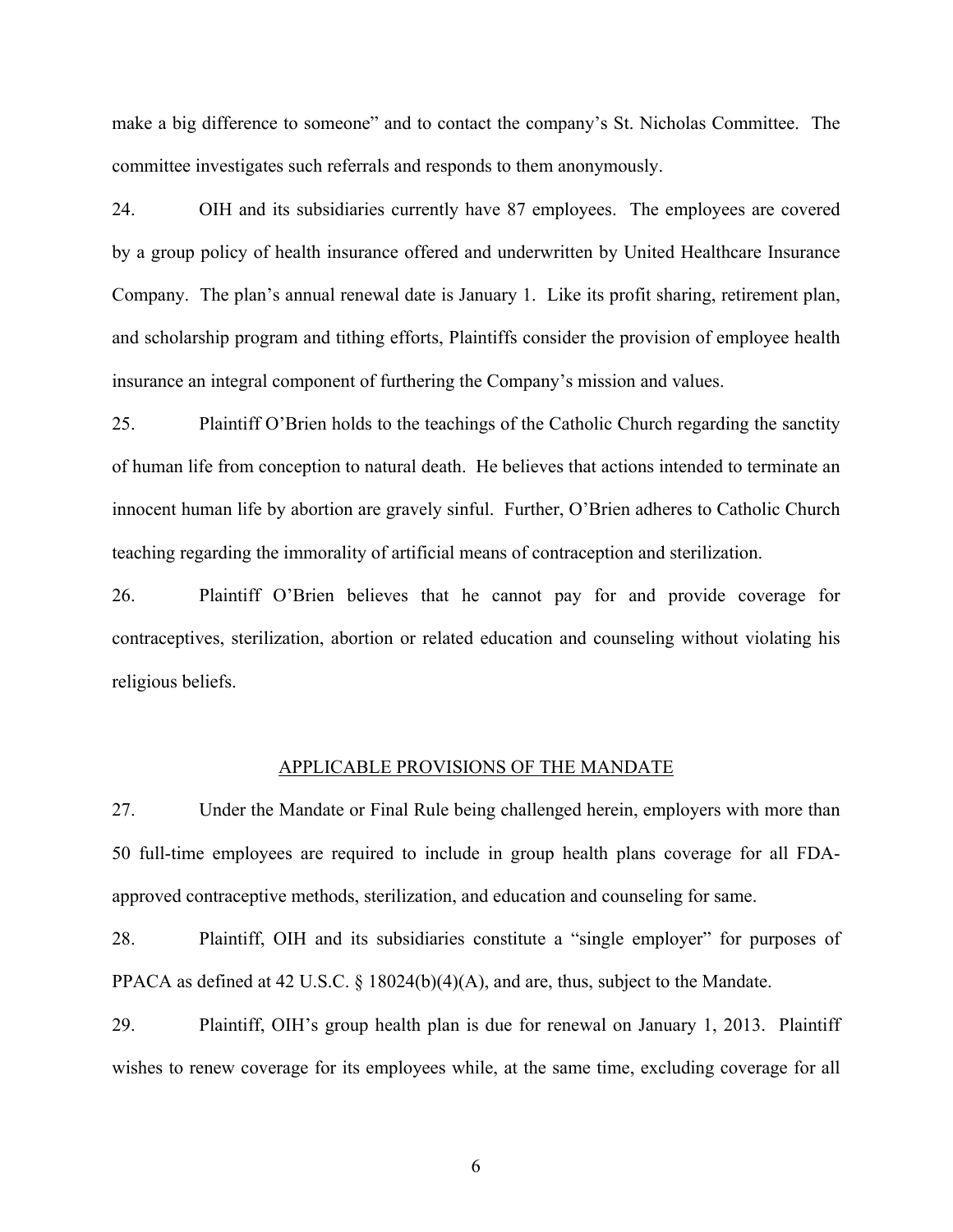make a big difference to someone" and to contact the company's St. Nicholas Committee. The committee investigates such referrals and responds to them anonymously.

24. OIH and its subsidiaries currently have 87 employees. The employees are covered by a group policy of health insurance offered and underwritten by United Healthcare Insurance Company. The plan's annual renewal date is January 1. Like its profit sharing, retirement plan, and scholarship program and tithing efforts, Plaintiffs consider the provision of employee health insurance an integral component of furthering the Company's mission and values.

25. Plaintiff O'Brien holds to the teachings of the Catholic Church regarding the sanctity of human life from conception to natural death. He believes that actions intended to terminate an innocent human life by abortion are gravely sinful. Further, O'Brien adheres to Catholic Church teaching regarding the immorality of artificial means of contraception and sterilization.

26. Plaintiff O'Brien believes that he cannot pay for and provide coverage for contraceptives, sterilization, abortion or related education and counseling without violating his religious beliefs.

## APPLICABLE PROVISIONS OF THE MANDATE

27. Under the Mandate or Final Rule being challenged herein, employers with more than 50 full-time employees are required to include in group health plans coverage for all FDA-approved contraceptive methods, sterilization, and education and counseling for same.

28. Plaintiff, OIH and its subsidiaries constitute a "single employer" for purposes of PPACA as defined at 42 U.S.C. § 18024(b)(4)(A), and are, thus, subject to the Mandate.

29. Plaintiff, OIH's group health plan is due for renewal on January 1, 2013. Plaintiff wishes to renew coverage for its employees while, at the same time, excluding coverage for all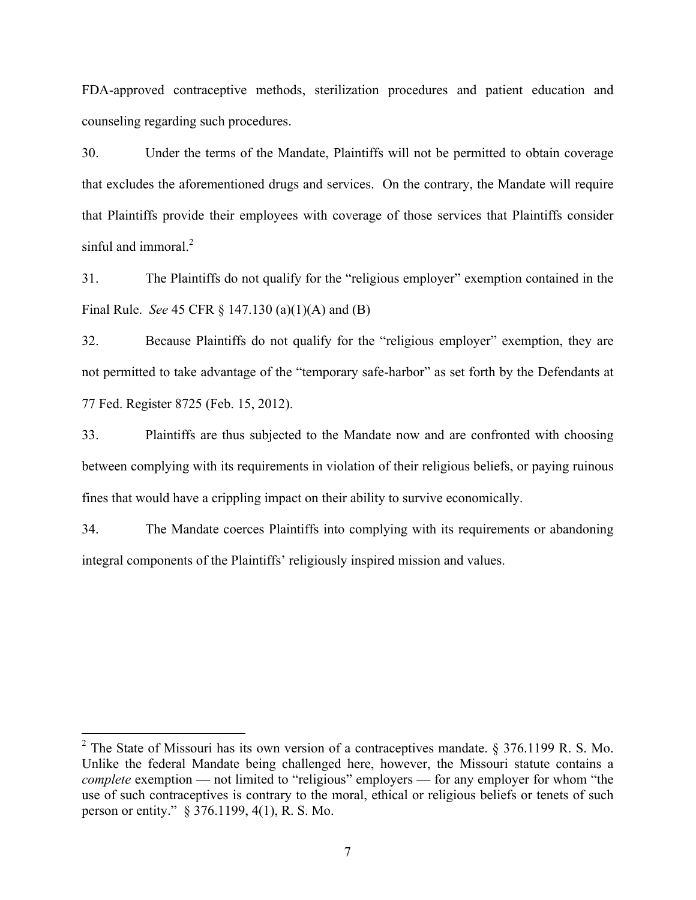FDA-approved contraceptive methods, sterilization procedures and patient education and counseling regarding such procedures.

30. Under the terms of the Mandate, Plaintiffs will not be permitted to obtain coverage that excludes the aforementioned drugs and services. On the contrary, the Mandate will require that Plaintiffs provide their employees with coverage of those services that Plaintiffs consider sinful and immoral.[2]

31. The Plaintiffs do not qualify for the "religious employer" exemption contained in the Final Rule. *See* 45 CFR § 147.130 (a)(1)(A) and (B)

32. Because Plaintiffs do not qualify for the "religious employer" exemption, they are not permitted to take advantage of the "temporary safe-harbor" as set forth by the Defendants at 77 Fed. Register 8725 (Feb. 15, 2012).

33. Plaintiffs are thus subjected to the Mandate now and are confronted with choosing between complying with its requirements in violation of their religious beliefs, or paying ruinous fines that would have a crippling impact on their ability to survive economically.

34. The Mandate coerces Plaintiffs into complying with its requirements or abandoning integral components of the Plaintiffs' religiously inspired mission and values.

---

[2] The State of Missouri has its own version of a contraceptives mandate. § 376.1199 R. S. Mo. Unlike the federal Mandate being challenged here, however, the Missouri statute contains a *complete* exemption — not limited to "religious" employers — for any employer for whom "the use of such contraceptives is contrary to the moral, ethical or religious beliefs or tenets of such person or entity." § 376.1199, 4(1), R. S. Mo.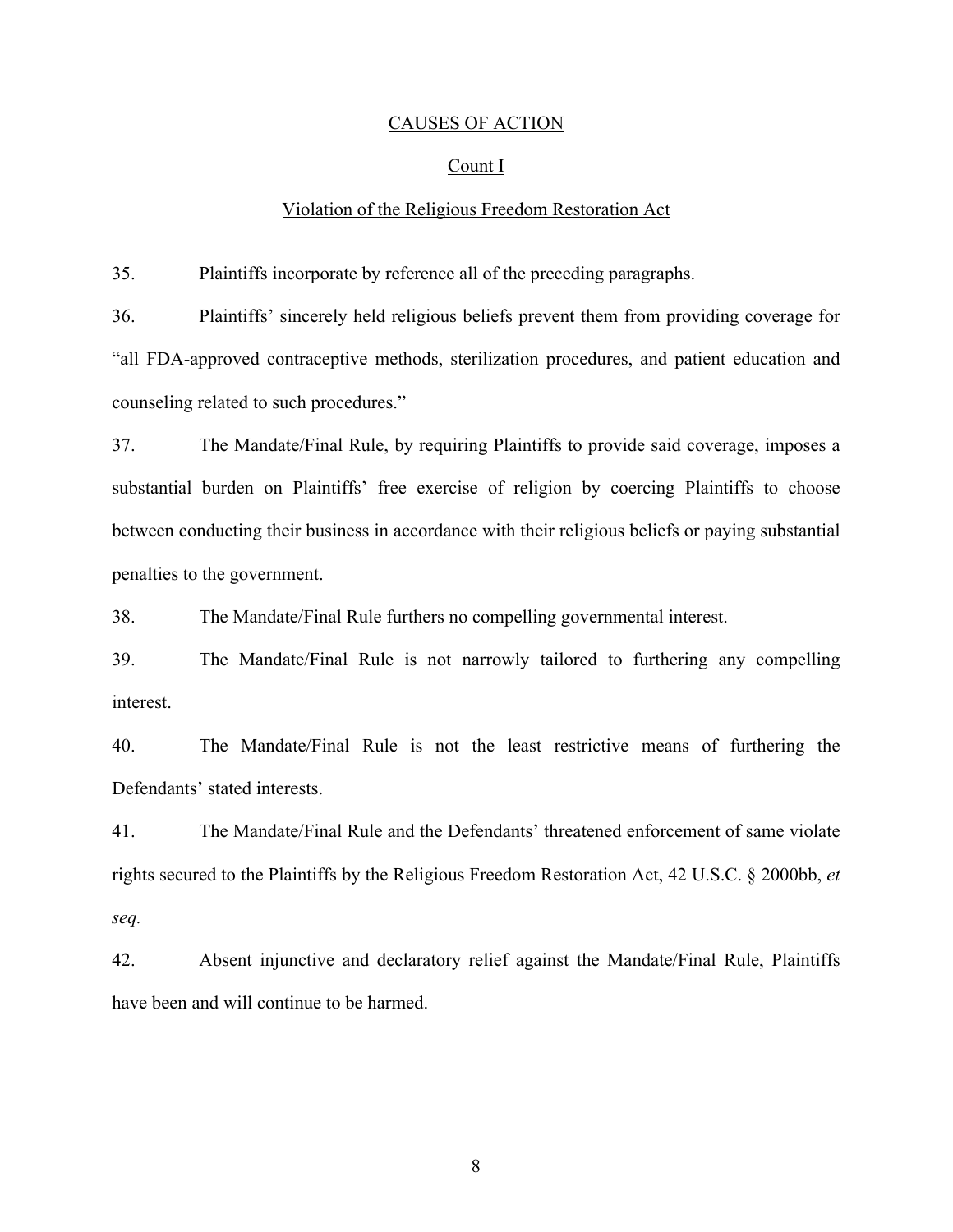<u>CAUSES OF ACTION</u>

<u>Count I</u>

<u>Violation of the Religious Freedom Restoration Act</u>

35. Plaintiffs incorporate by reference all of the preceding paragraphs.

36. Plaintiffs' sincerely held religious beliefs prevent them from providing coverage for "all FDA-approved contraceptive methods, sterilization procedures, and patient education and counseling related to such procedures."

37. The Mandate/Final Rule, by requiring Plaintiffs to provide said coverage, imposes a substantial burden on Plaintiffs' free exercise of religion by coercing Plaintiffs to choose between conducting their business in accordance with their religious beliefs or paying substantial penalties to the government.

38. The Mandate/Final Rule furthers no compelling governmental interest.

39. The Mandate/Final Rule is not narrowly tailored to furthering any compelling interest.

40. The Mandate/Final Rule is not the least restrictive means of furthering the Defendants' stated interests.

41. The Mandate/Final Rule and the Defendants' threatened enforcement of same violate rights secured to the Plaintiffs by the Religious Freedom Restoration Act, 42 U.S.C. § 2000bb, *et seq.*

42. Absent injunctive and declaratory relief against the Mandate/Final Rule, Plaintiffs have been and will continue to be harmed.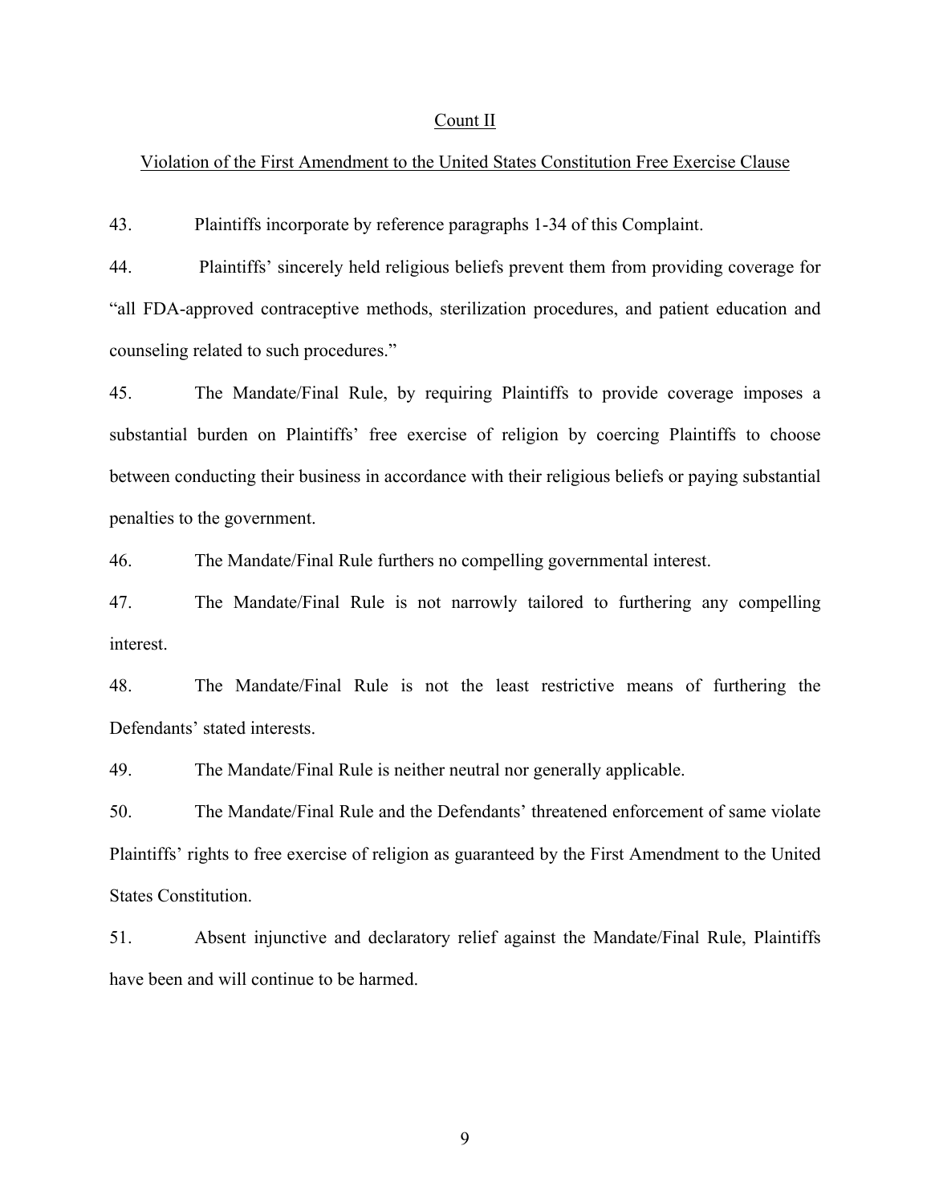## Count II

## Violation of the First Amendment to the United States Constitution Free Exercise Clause

43. Plaintiffs incorporate by reference paragraphs 1-34 of this Complaint.

44. Plaintiffs' sincerely held religious beliefs prevent them from providing coverage for "all FDA-approved contraceptive methods, sterilization procedures, and patient education and counseling related to such procedures."

45. The Mandate/Final Rule, by requiring Plaintiffs to provide coverage imposes a substantial burden on Plaintiffs' free exercise of religion by coercing Plaintiffs to choose between conducting their business in accordance with their religious beliefs or paying substantial penalties to the government.

46. The Mandate/Final Rule furthers no compelling governmental interest.

47. The Mandate/Final Rule is not narrowly tailored to furthering any compelling interest.

48. The Mandate/Final Rule is not the least restrictive means of furthering the Defendants' stated interests.

49. The Mandate/Final Rule is neither neutral nor generally applicable.

50. The Mandate/Final Rule and the Defendants' threatened enforcement of same violate Plaintiffs' rights to free exercise of religion as guaranteed by the First Amendment to the United States Constitution.

51. Absent injunctive and declaratory relief against the Mandate/Final Rule, Plaintiffs have been and will continue to be harmed.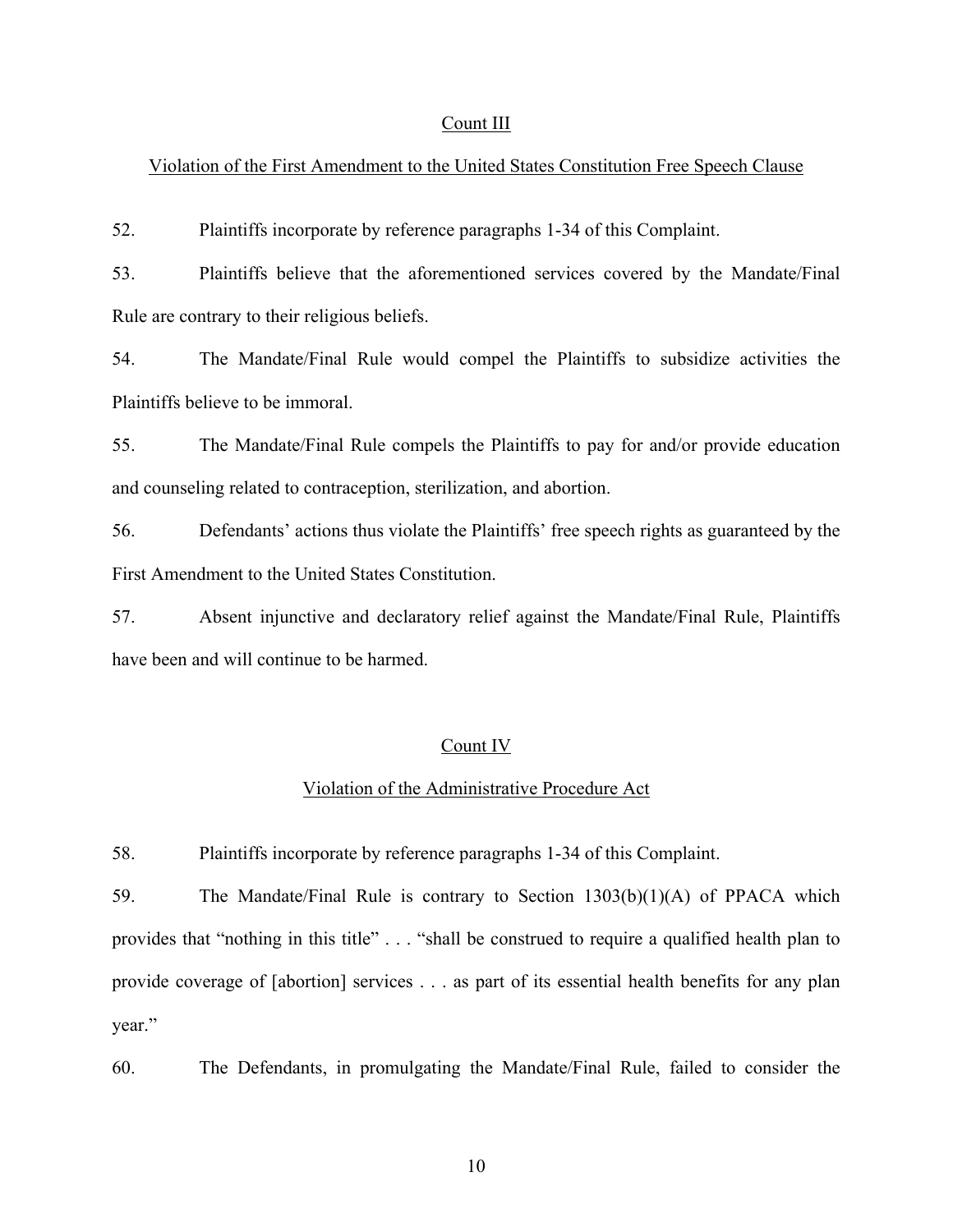## Count III

### Violation of the First Amendment to the United States Constitution Free Speech Clause

52. Plaintiffs incorporate by reference paragraphs 1-34 of this Complaint.

53. Plaintiffs believe that the aforementioned services covered by the Mandate/Final Rule are contrary to their religious beliefs.

54. The Mandate/Final Rule would compel the Plaintiffs to subsidize activities the Plaintiffs believe to be immoral.

55. The Mandate/Final Rule compels the Plaintiffs to pay for and/or provide education and counseling related to contraception, sterilization, and abortion.

56. Defendants' actions thus violate the Plaintiffs' free speech rights as guaranteed by the First Amendment to the United States Constitution.

57. Absent injunctive and declaratory relief against the Mandate/Final Rule, Plaintiffs have been and will continue to be harmed.

## Count IV

### Violation of the Administrative Procedure Act

58. Plaintiffs incorporate by reference paragraphs 1-34 of this Complaint.

59. The Mandate/Final Rule is contrary to Section 1303(b)(1)(A) of PPACA which provides that "nothing in this title" . . . "shall be construed to require a qualified health plan to provide coverage of [abortion] services . . . as part of its essential health benefits for any plan year."

60. The Defendants, in promulgating the Mandate/Final Rule, failed to consider the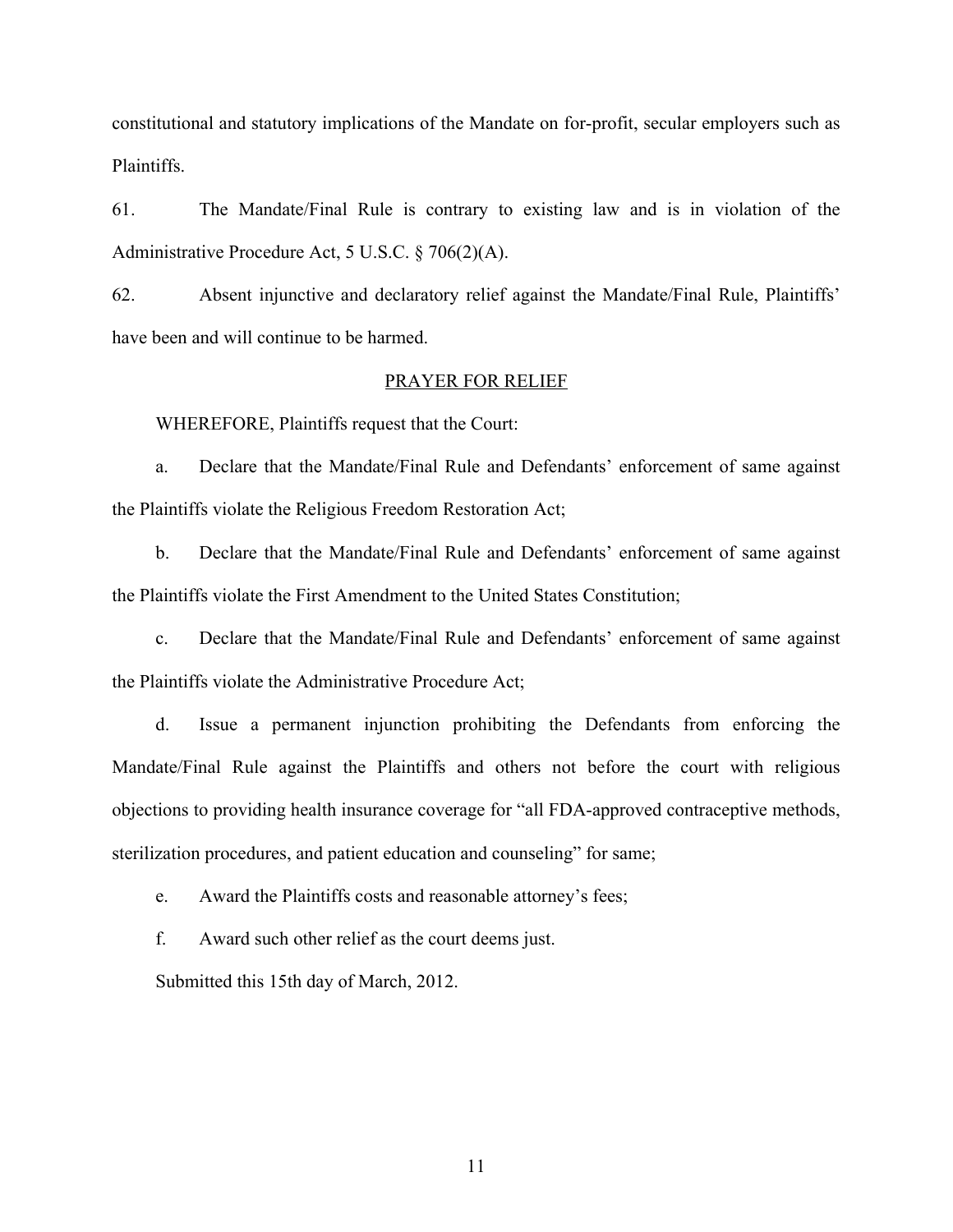constitutional and statutory implications of the Mandate on for-profit, secular employers such as Plaintiffs.

61. The Mandate/Final Rule is contrary to existing law and is in violation of the Administrative Procedure Act, 5 U.S.C. § 706(2)(A).

62. Absent injunctive and declaratory relief against the Mandate/Final Rule, Plaintiffs' have been and will continue to be harmed.

## PRAYER FOR RELIEF

WHEREFORE, Plaintiffs request that the Court:

a. Declare that the Mandate/Final Rule and Defendants' enforcement of same against the Plaintiffs violate the Religious Freedom Restoration Act;

b. Declare that the Mandate/Final Rule and Defendants' enforcement of same against the Plaintiffs violate the First Amendment to the United States Constitution;

c. Declare that the Mandate/Final Rule and Defendants' enforcement of same against the Plaintiffs violate the Administrative Procedure Act;

d. Issue a permanent injunction prohibiting the Defendants from enforcing the Mandate/Final Rule against the Plaintiffs and others not before the court with religious objections to providing health insurance coverage for "all FDA-approved contraceptive methods, sterilization procedures, and patient education and counseling" for same;

e. Award the Plaintiffs costs and reasonable attorney's fees;

f. Award such other relief as the court deems just.

Submitted this 15th day of March, 2012.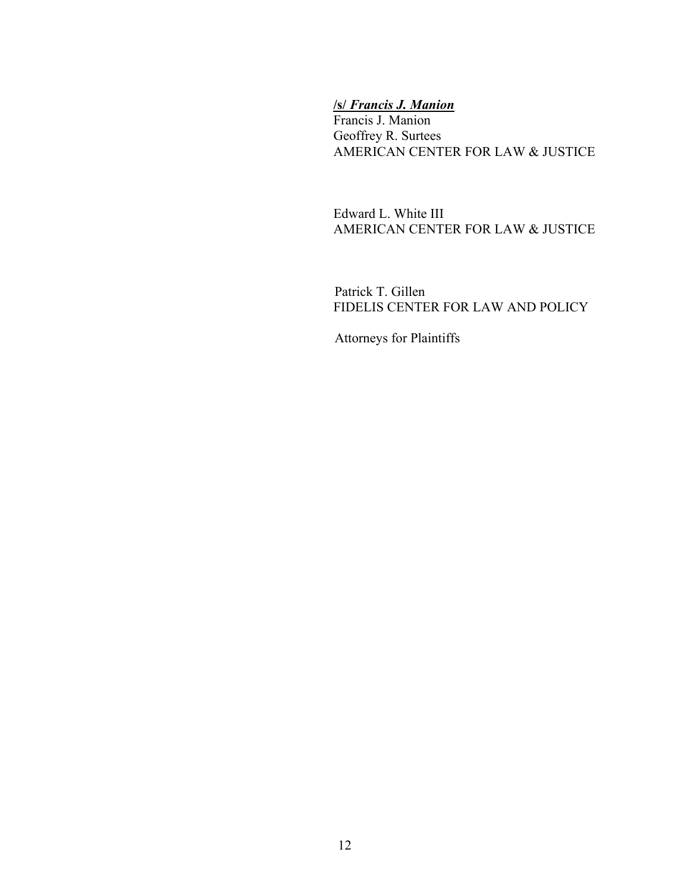***/s/ Francis J. Manion***
Francis J. Manion
Geoffrey R. Surtees
AMERICAN CENTER FOR LAW & JUSTICE

Edward L. White III
AMERICAN CENTER FOR LAW & JUSTICE

Patrick T. Gillen
FIDELIS CENTER FOR LAW AND POLICY

Attorneys for Plaintiffs